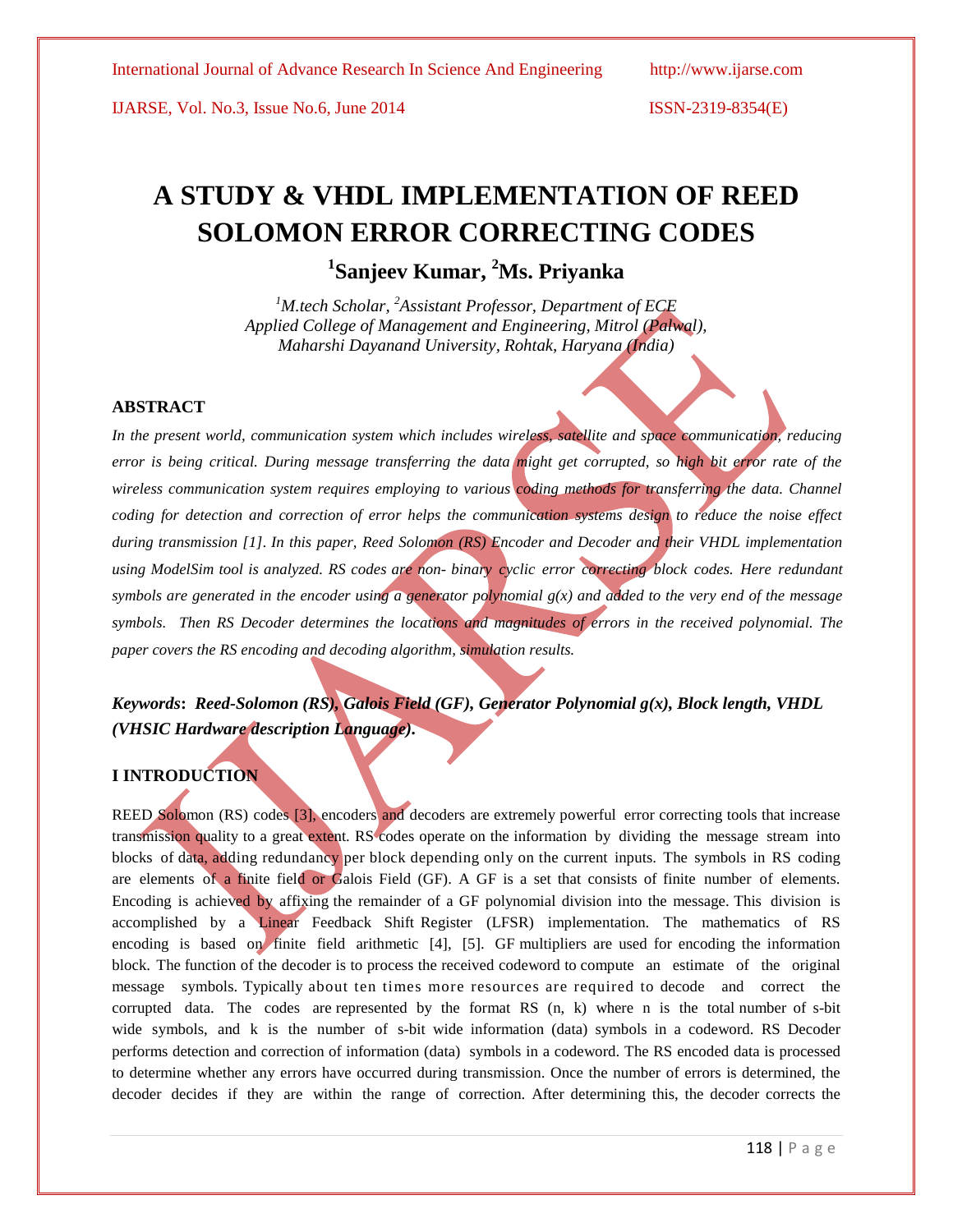# A STUDY & VHDL IMPLEMENTATION OF REED SOLOMON ERROR CORRECTING CODES

## [1]Sanjeev Kumar, [2]Ms. Priyanka

*[1]M.tech Scholar, [2]Assistant Professor, Department of ECE*
*Applied College of Management and Engineering, Mitrol (Palwal),*
*Maharshi Dayanand University, Rohtak, Haryana (India)*

### ABSTRACT

*In the present world, communication system which includes wireless, satellite and space communication, reducing error is being critical. During message transferring the data might get corrupted, so high bit error rate of the wireless communication system requires employing to various coding methods for transferring the data. Channel coding for detection and correction of error helps the communication systems design to reduce the noise effect during transmission [1]. In this paper, Reed Solomon (RS) Encoder and Decoder and their VHDL implementation using ModelSim tool is analyzed. RS codes are non- binary cyclic error correcting block codes. Here redundant symbols are generated in the encoder using a generator polynomial g(x) and added to the very end of the message symbols. Then RS Decoder determines the locations and magnitudes of errors in the received polynomial. The paper covers the RS encoding and decoding algorithm, simulation results.*

***Keywords*: *Reed-Solomon (RS), Galois Field (GF), Generator Polynomial g(x), Block length, VHDL (VHSIC Hardware description Language).***

### I INTRODUCTION

REED Solomon (RS) codes [3], encoders and decoders are extremely powerful error correcting tools that increase transmission quality to a great extent. RS codes operate on the information by dividing the message stream into blocks of data, adding redundancy per block depending only on the current inputs. The symbols in RS coding are elements of a finite field or Galois Field (GF). A GF is a set that consists of finite number of elements. Encoding is achieved by affixing the remainder of a GF polynomial division into the message. This division is accomplished by a Linear Feedback Shift Register (LFSR) implementation. The mathematics of RS encoding is based on finite field arithmetic [4], [5]. GF multipliers are used for encoding the information block. The function of the decoder is to process the received codeword to compute an estimate of the original message symbols. Typically about ten times more resources are required to decode and correct the corrupted data. The codes are represented by the format RS (n, k) where n is the total number of s-bit wide symbols, and k is the number of s-bit wide information (data) symbols in a codeword. RS Decoder performs detection and correction of information (data) symbols in a codeword. The RS encoded data is processed to determine whether any errors have occurred during transmission. Once the number of errors is determined, the decoder decides if they are within the range of correction. After determining this, the decoder corrects the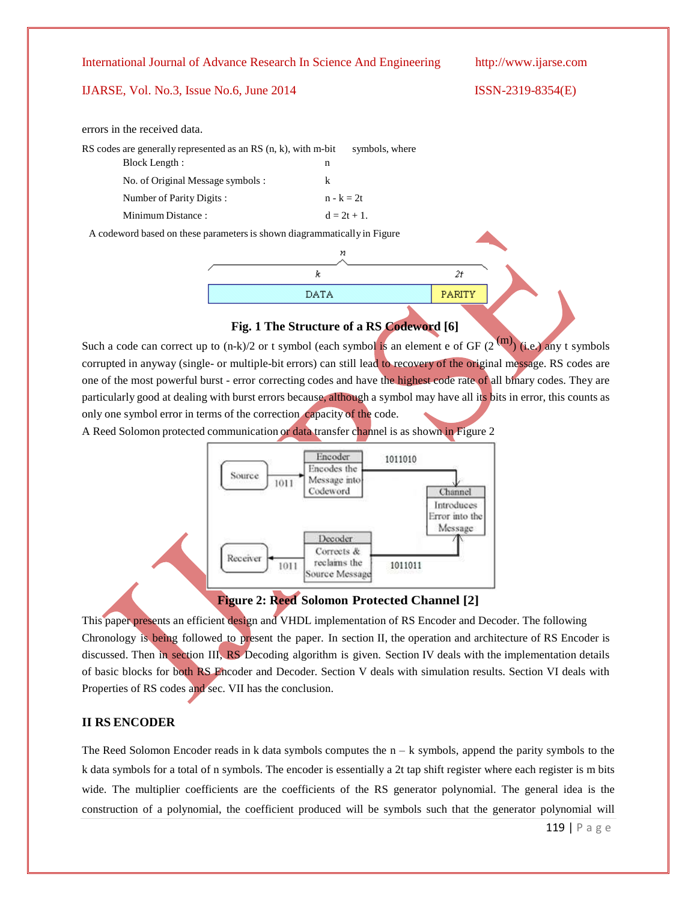errors in the received data.

RS codes are generally represented as an RS (n, k), with m-bit symbols, where

| | |
|---|---|
| Block Length : | n |
| No. of Original Message symbols : | k |
| Number of Parity Digits : | n - k = 2t |
| Minimum Distance : | d = 2t + 1. |

A codeword based on these parameters is shown diagrammatically in Figure

**Fig. 1 The Structure of a RS Codeword [6]**

Such a code can correct up to (n-k)/2 or t symbol (each symbol is an element e of GF ($2^{(m)}$) (i.e.) any t symbols corrupted in anyway (single- or multiple-bit errors) can still lead to recovery of the original message. RS codes are one of the most powerful burst - error correcting codes and have the highest code rate of all binary codes. They are particularly good at dealing with burst errors because, although a symbol may have all its bits in error, this counts as only one symbol error in terms of the correction capacity of the code.

A Reed Solomon protected communication or data transfer channel is as shown in Figure 2

**Figure 2: Reed Solomon Protected Channel [2]**

This paper presents an efficient design and VHDL implementation of RS Encoder and Decoder. The following Chronology is being followed to present the paper. In section II, the operation and architecture of RS Encoder is discussed. Then in section III, RS Decoding algorithm is given. Section IV deals with the implementation details of basic blocks for both RS Encoder and Decoder. Section V deals with simulation results. Section VI deals with Properties of RS codes and sec. VII has the conclusion.

## II RS ENCODER

The Reed Solomon Encoder reads in k data symbols computes the n – k symbols, append the parity symbols to the k data symbols for a total of n symbols. The encoder is essentially a 2t tap shift register where each register is m bits wide. The multiplier coefficients are the coefficients of the RS generator polynomial. The general idea is the construction of a polynomial, the coefficient produced will be symbols such that the generator polynomial will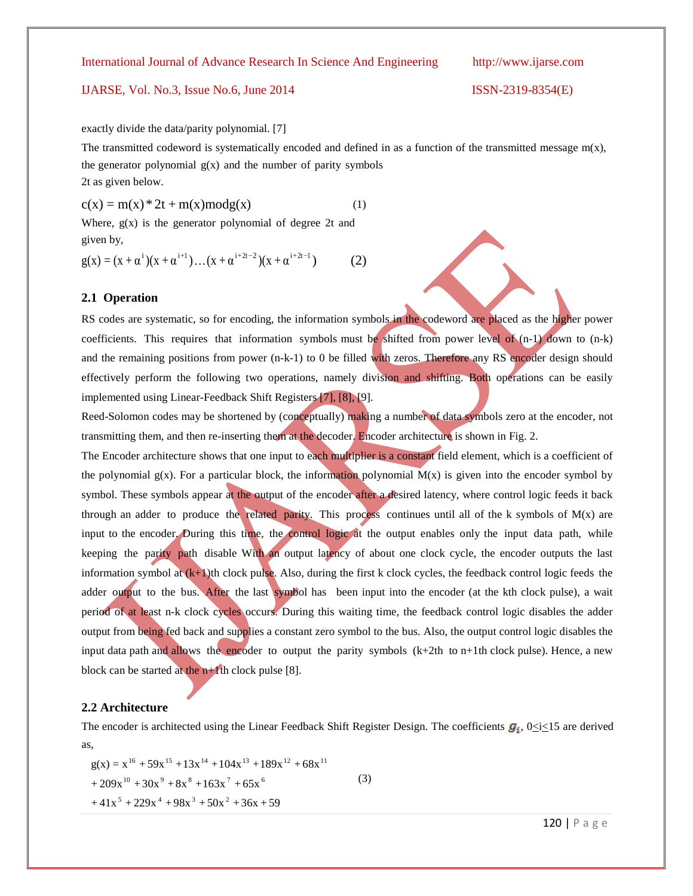exactly divide the data/parity polynomial. [7]

The transmitted codeword is systematically encoded and defined in as a function of the transmitted message m(x), the generator polynomial g(x) and the number of parity symbols 2t as given below.

$$c(x) = m(x) * 2t + m(x) \bmod g(x) \qquad (1)$$

Where, g(x) is the generator polynomial of degree 2t and given by,

$$g(x) = (x + \alpha^{i})(x + \alpha^{i+1})\ldots(x + \alpha^{i+2t-2})(x + \alpha^{i+2t-1}) \qquad (2)$$

## 2.1 Operation

RS codes are systematic, so for encoding, the information symbols in the codeword are placed as the higher power coefficients. This requires that information symbols must be shifted from power level of (n-1) down to (n-k) and the remaining positions from power (n-k-1) to 0 be filled with zeros. Therefore any RS encoder design should effectively perform the following two operations, namely division and shifting. Both operations can be easily implemented using Linear-Feedback Shift Registers [7], [8], [9].

Reed-Solomon codes may be shortened by (conceptually) making a number of data symbols zero at the encoder, not transmitting them, and then re-inserting them at the decoder. Encoder architecture is shown in Fig. 2.

The Encoder architecture shows that one input to each multiplier is a constant field element, which is a coefficient of the polynomial g(x). For a particular block, the information polynomial M(x) is given into the encoder symbol by symbol. These symbols appear at the output of the encoder after a desired latency, where control logic feeds it back through an adder to produce the related parity. This process continues until all of the k symbols of M(x) are input to the encoder. During this time, the control logic at the output enables only the input data path, while keeping the parity path disable With an output latency of about one clock cycle, the encoder outputs the last information symbol at (k+1)th clock pulse. Also, during the first k clock cycles, the feedback control logic feeds the adder output to the bus. After the last symbol has been input into the encoder (at the kth clock pulse), a wait period of at least n-k clock cycles occurs. During this waiting time, the feedback control logic disables the adder output from being fed back and supplies a constant zero symbol to the bus. Also, the output control logic disables the input data path and allows the encoder to output the parity symbols (k+2th to n+1th clock pulse). Hence, a new block can be started at the n+1th clock pulse [8].

## 2.2 Architecture

The encoder is architected using the Linear Feedback Shift Register Design. The coefficients $g_i$, $0 \leq i \leq 15$ are derived as,

$$\begin{aligned} g(x) = {} & x^{16} + 59x^{15} + 13x^{14} + 104x^{13} + 189x^{12} + 68x^{11} \\ & + 209x^{10} + 30x^{9} + 8x^{8} + 163x^{7} + 65x^{6} \\ & + 41x^{5} + 229x^{4} + 98x^{3} + 50x^{2} + 36x + 59 \end{aligned} \qquad (3)$$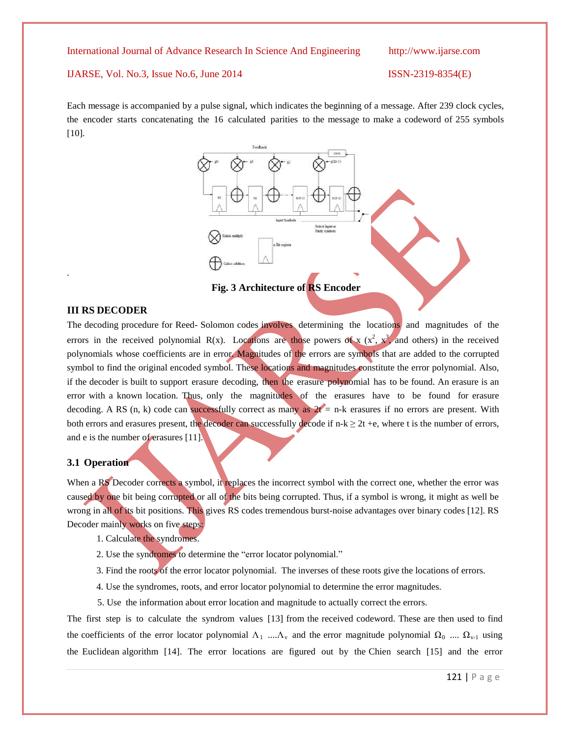Each message is accompanied by a pulse signal, which indicates the beginning of a message. After 239 clock cycles, the encoder starts concatenating the 16 calculated parities to the message to make a codeword of 255 symbols [10].

.

**Fig. 3 Architecture of RS Encoder**

## III RS DECODER

The decoding procedure for Reed- Solomon codes involves determining the locations and magnitudes of the errors in the received polynomial R(x). Locations are those powers of x ($x^2$, $x^3$, and others) in the received polynomials whose coefficients are in error. Magnitudes of the errors are symbols that are added to the corrupted symbol to find the original encoded symbol. These locations and magnitudes constitute the error polynomial. Also, if the decoder is built to support erasure decoding, then the erasure polynomial has to be found. An erasure is an error with a known location. Thus, only the magnitudes of the erasures have to be found for erasure decoding. A RS (n, k) code can successfully correct as many as 2t = n-k erasures if no errors are present. With both errors and erasures present, the decoder can successfully decode if $n\text{-}k \geq 2t + e$, where t is the number of errors, and e is the number of erasures [11].

### 3.1 Operation

When a RS Decoder corrects a symbol, it replaces the incorrect symbol with the correct one, whether the error was caused by one bit being corrupted or all of the bits being corrupted. Thus, if a symbol is wrong, it might as well be wrong in all of its bit positions. This gives RS codes tremendous burst-noise advantages over binary codes [12]. RS Decoder mainly works on five steps:

1. Calculate the syndromes.
2. Use the syndromes to determine the "error locator polynomial."
3. Find the roots of the error locator polynomial. The inverses of these roots give the locations of errors.
4. Use the syndromes, roots, and error locator polynomial to determine the error magnitudes.
5. Use the information about error location and magnitude to actually correct the errors.

The first step is to calculate the syndrom values [13] from the received codeword. These are then used to find the coefficients of the error locator polynomial $\Lambda_1 \ldots\Lambda_v$ and the error magnitude polynomial $\Omega_0 \ldots \Omega_{v\text{-}1}$ using the Euclidean algorithm [14]. The error locations are figured out by the Chien search [15] and the error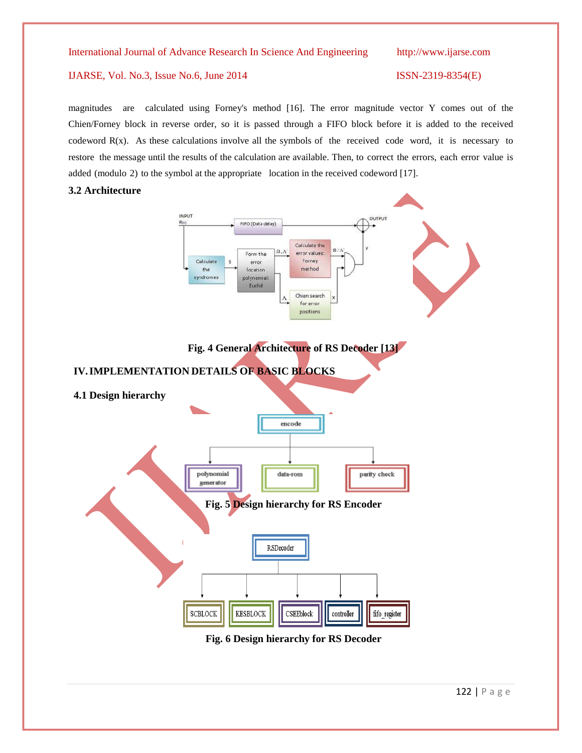magnitudes are calculated using Forney's method [16]. The error magnitude vector Y comes out of the Chien/Forney block in reverse order, so it is passed through a FIFO block before it is added to the received codeword R(x). As these calculations involve all the symbols of the received code word, it is necessary to restore the message until the results of the calculation are available. Then, to correct the errors, each error value is added (modulo 2) to the symbol at the appropriate location in the received codeword [17].

### 3.2 Architecture

**Fig. 4 General Architecture of RS Decoder [13]**

## IV. IMPLEMENTATION DETAILS OF BASIC BLOCKS

### 4.1 Design hierarchy

**Fig. 5 Design hierarchy for RS Encoder**

**Fig. 6 Design hierarchy for RS Decoder**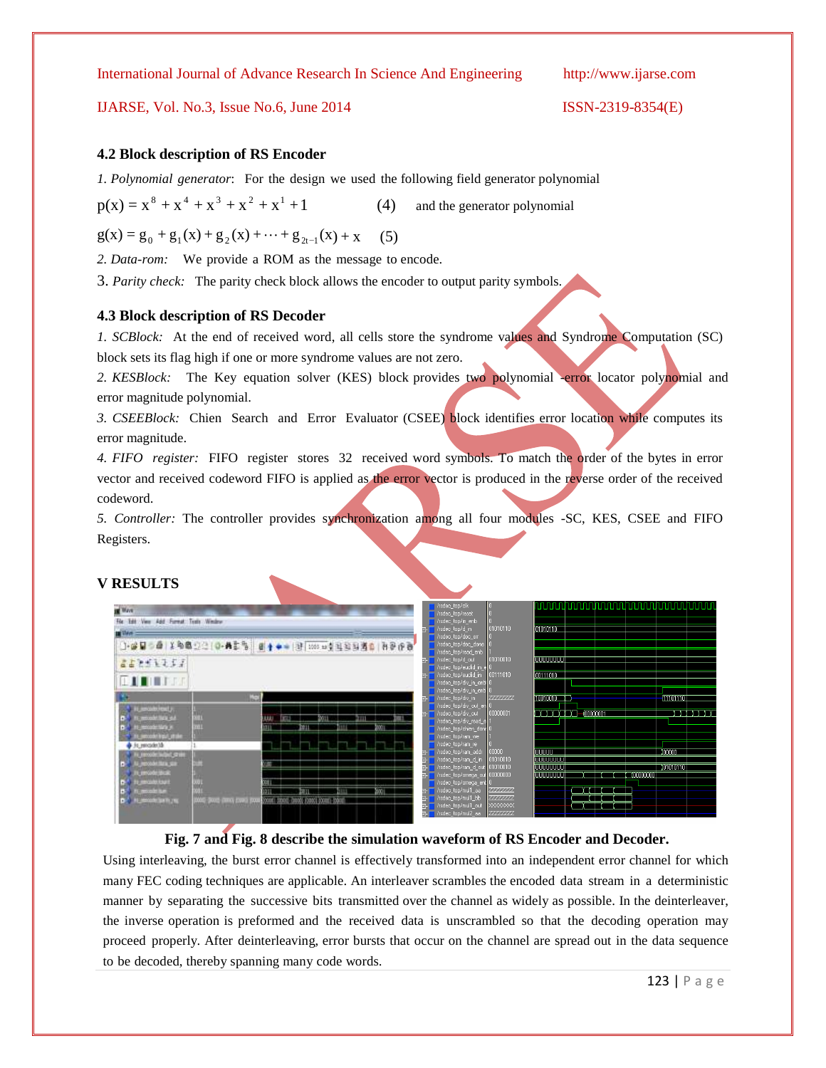### 4.2 Block description of RS Encoder

*1. Polynomial generator*: For the design we used the following field generator polynomial

$$p(x) = x^8 + x^4 + x^3 + x^2 + x^1 + 1 \qquad (4)$$

and the generator polynomial

$$g(x) = g_0 + g_1(x) + g_2(x) + \cdots + g_{2t-1}(x) + x \qquad (5)$$

*2. Data-rom:* We provide a ROM as the message to encode.

3. *Parity check:* The parity check block allows the encoder to output parity symbols.

### 4.3 Block description of RS Decoder

*1. SCBlock:* At the end of received word, all cells store the syndrome values and Syndrome Computation (SC) block sets its flag high if one or more syndrome values are not zero.

*2. KESBlock:* The Key equation solver (KES) block provides two polynomial -error locator polynomial and error magnitude polynomial.

*3. CSEEBlock:* Chien Search and Error Evaluator (CSEE) block identifies error location while computes its error magnitude.

*4. FIFO register:* FIFO register stores 32 received word symbols. To match the order of the bytes in error vector and received codeword FIFO is applied as the error vector is produced in the reverse order of the received codeword.

*5. Controller:* The controller provides synchronization among all four modules -SC, KES, CSEE and FIFO Registers.

## V RESULTS

**Fig. 7 and Fig. 8 describe the simulation waveform of RS Encoder and Decoder.**

Using interleaving, the burst error channel is effectively transformed into an independent error channel for which many FEC coding techniques are applicable. An interleaver scrambles the encoded data stream in a deterministic manner by separating the successive bits transmitted over the channel as widely as possible. In the deinterleaver, the inverse operation is preformed and the received data is unscrambled so that the decoding operation may proceed properly. After deinterleaving, error bursts that occur on the channel are spread out in the data sequence to be decoded, thereby spanning many code words.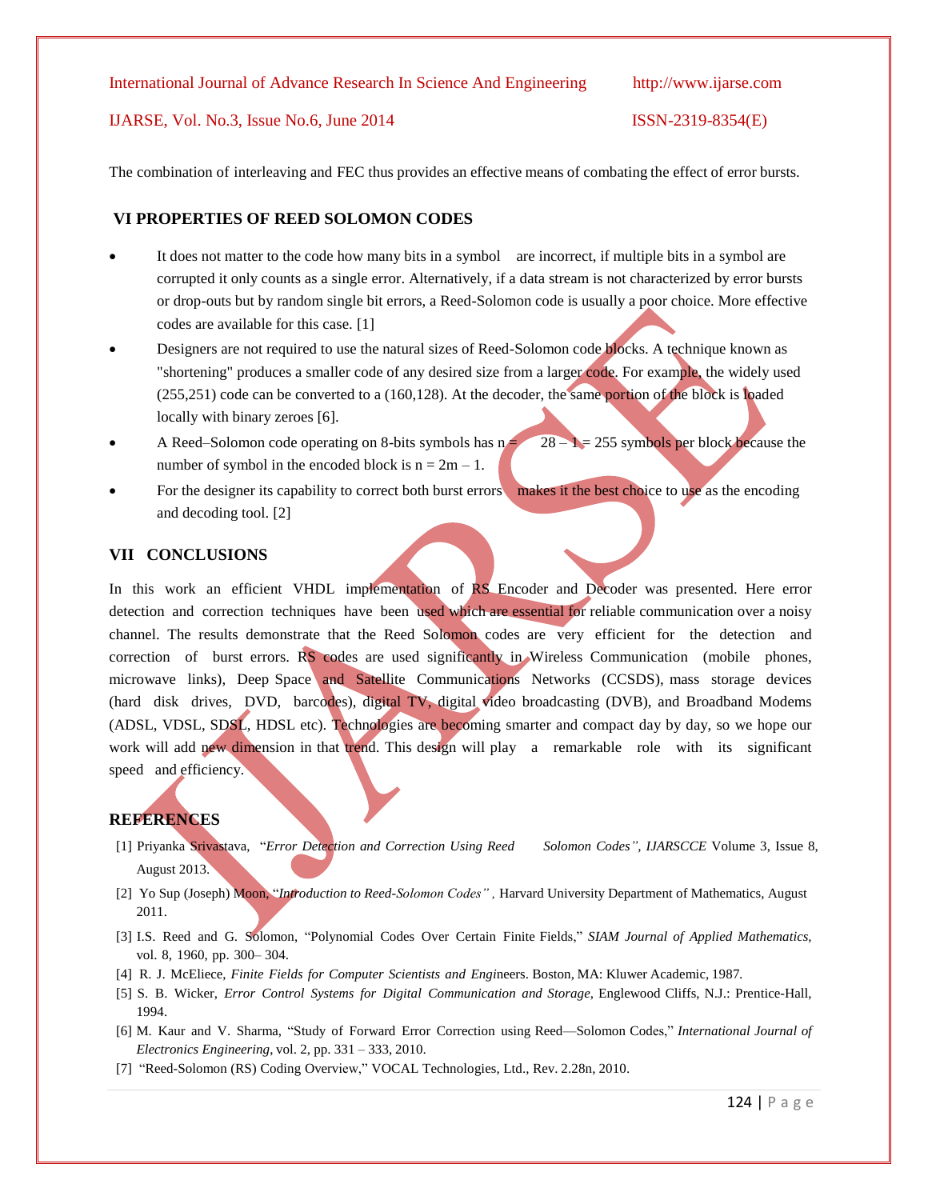The combination of interleaving and FEC thus provides an effective means of combating the effect of error bursts.

## VI PROPERTIES OF REED SOLOMON CODES

- It does not matter to the code how many bits in a symbol are incorrect, if multiple bits in a symbol are corrupted it only counts as a single error. Alternatively, if a data stream is not characterized by error bursts or drop-outs but by random single bit errors, a Reed-Solomon code is usually a poor choice. More effective codes are available for this case. [1]
- Designers are not required to use the natural sizes of Reed-Solomon code blocks. A technique known as "shortening" produces a smaller code of any desired size from a larger code. For example, the widely used (255,251) code can be converted to a (160,128). At the decoder, the same portion of the block is loaded locally with binary zeroes [6].
- A Reed–Solomon code operating on 8-bits symbols has $n = 2^8 - 1 = 255$ symbols per block because the number of symbol in the encoded block is $n = 2^m - 1$.
- For the designer its capability to correct both burst errors makes it the best choice to use as the encoding and decoding tool. [2]

## VII CONCLUSIONS

In this work an efficient VHDL implementation of RS Encoder and Decoder was presented. Here error detection and correction techniques have been used which are essential for reliable communication over a noisy channel. The results demonstrate that the Reed Solomon codes are very efficient for the detection and correction of burst errors. RS codes are used significantly in Wireless Communication (mobile phones, microwave links), Deep Space and Satellite Communications Networks (CCSDS), mass storage devices (hard disk drives, DVD, barcodes), digital TV, digital video broadcasting (DVB), and Broadband Modems (ADSL, VDSL, SDSL, HDSL etc). Technologies are becoming smarter and compact day by day, so we hope our work will add new dimension in that trend. This design will play a remarkable role with its significant speed and efficiency.

## REFERENCES

[1] Priyanka Srivastava, "*Error Detection and Correction Using Reed Solomon Codes*", *IJARSCCE* Volume 3, Issue 8, August 2013.

[2] Yo Sup (Joseph) Moon, "*Introduction to Reed-Solomon Codes*", Harvard University Department of Mathematics, August 2011.

[3] I.S. Reed and G. Solomon, "Polynomial Codes Over Certain Finite Fields," *SIAM Journal of Applied Mathematics*, vol. 8, 1960, pp. 300– 304.

[4] R. J. McEliece, *Finite Fields for Computer Scientists and Engineers*. Boston, MA: Kluwer Academic, 1987.

[5] S. B. Wicker, *Error Control Systems for Digital Communication and Storage*, Englewood Cliffs, N.J.: Prentice-Hall, 1994.

[6] M. Kaur and V. Sharma, "Study of Forward Error Correction using Reed—Solomon Codes," *International Journal of Electronics Engineering*, vol. 2, pp. 331 – 333, 2010.

[7] "Reed-Solomon (RS) Coding Overview," VOCAL Technologies, Ltd., Rev. 2.28n, 2010.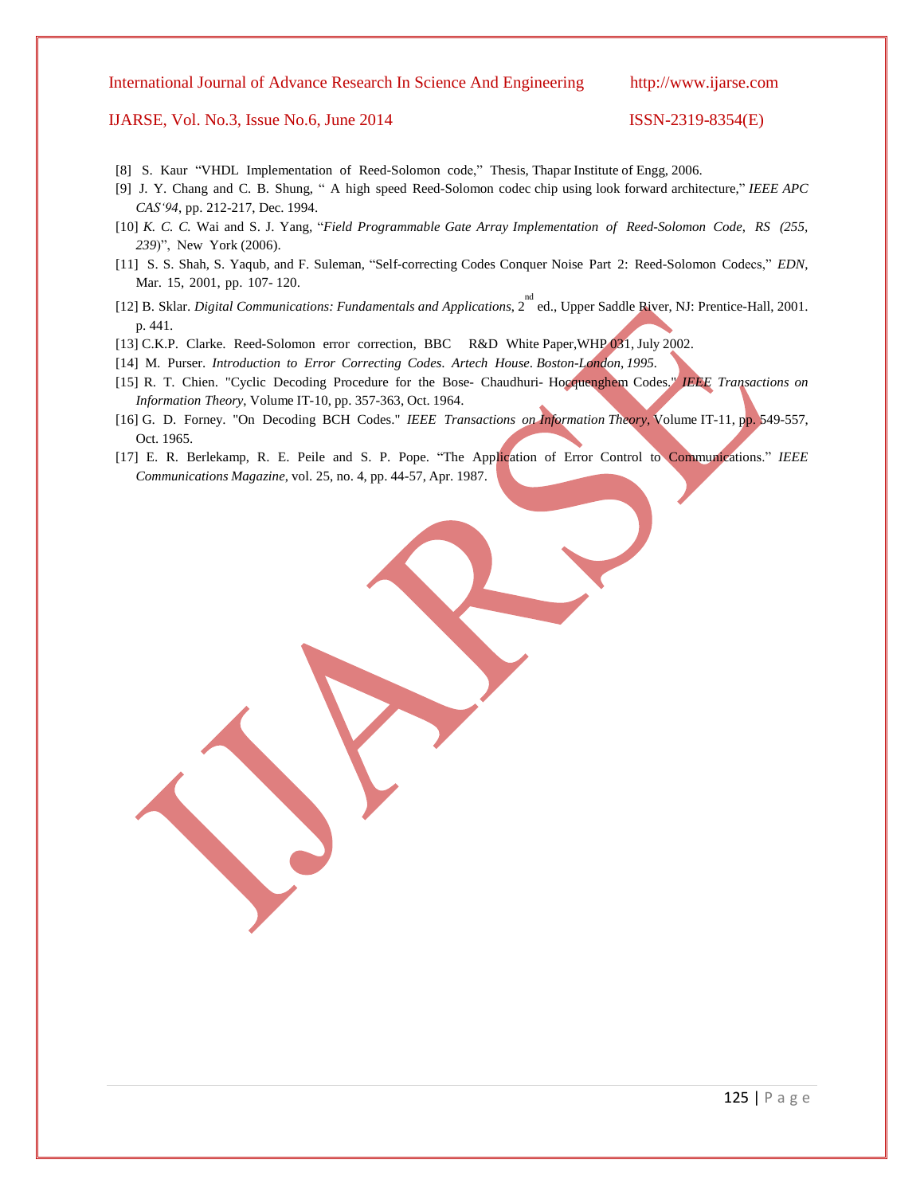[8] S. Kaur "VHDL Implementation of Reed-Solomon code," Thesis, Thapar Institute of Engg, 2006.

[9] J. Y. Chang and C. B. Shung, " A high speed Reed-Solomon codec chip using look forward architecture," *IEEE APC CAS'94*, pp. 212-217, Dec. 1994.

[10] *K. C. C.* Wai and S. J. Yang, "*Field Programmable Gate Array Implementation of Reed-Solomon Code, RS (255, 239)*", New York (2006).

[11] S. S. Shah, S. Yaqub, and F. Suleman, "Self-correcting Codes Conquer Noise Part 2: Reed-Solomon Codecs," *EDN*, Mar. 15, 2001, pp. 107- 120.

[12] B. Sklar. *Digital Communications: Fundamentals and Applications*, 2nd ed., Upper Saddle River, NJ: Prentice-Hall, 2001. p. 441.

[13] C.K.P. Clarke. Reed-Solomon error correction, BBC R&D White Paper,WHP 031, July 2002.

[14] M. Purser. *Introduction to Error Correcting Codes. Artech House. Boston-London, 1995.*

[15] R. T. Chien. "Cyclic Decoding Procedure for the Bose- Chaudhuri- Hocquenghem Codes." *IEEE Transactions on Information Theory*, Volume IT-10, pp. 357-363, Oct. 1964.

[16] G. D. Forney. "On Decoding BCH Codes." *IEEE Transactions on Information Theory*, Volume IT-11, pp. 549-557, Oct. 1965.

[17] E. R. Berlekamp, R. E. Peile and S. P. Pope. "The Application of Error Control to Communications." *IEEE Communications Magazine*, vol. 25, no. 4, pp. 44-57, Apr. 1987.